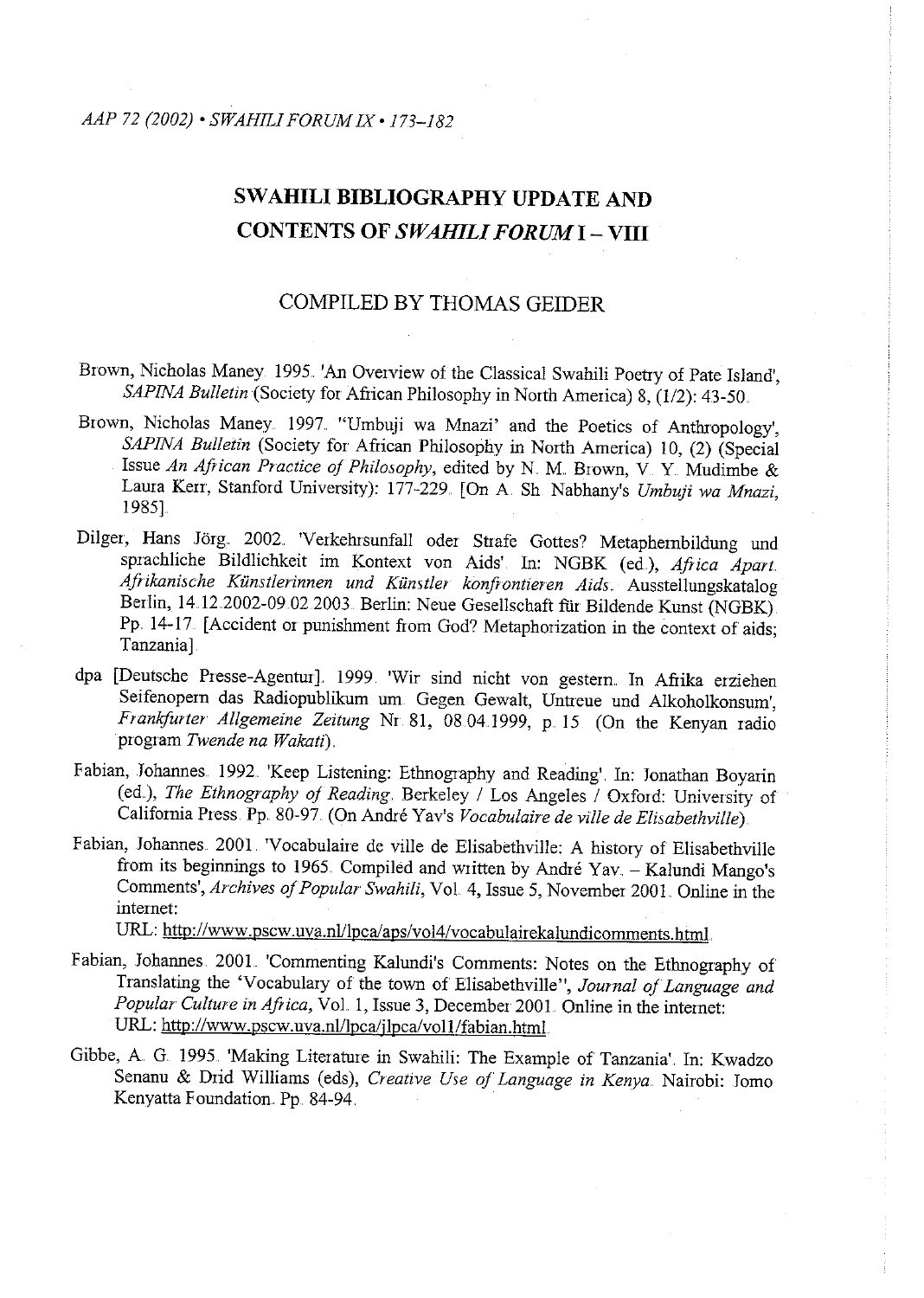# SWAHILI BIBLIOGRAPHY UPDATE AND CONTENTS OF *SWAHILI FORUM* I – VIII

COMPILED BY THOMAS GEIDER

Brown, Nicholas Maney. 1995. 'An Overview of the Classical Swahili Poetry of Pate Island', *SAPINA Bulletin* (Society for African Philosophy in North America) 8, (1/2): 43-50.

Brown, Nicholas Maney. 1997. ''Umbuji wa Mnazi' and the Poetics of Anthropology', *SAPINA Bulletin* (Society for African Philosophy in North America) 10, (2) (Special Issue *An African Practice of Philosophy*, edited by N. M. Brown, V. Y. Mudimbe & Laura Kerr, Stanford University): 177-229. [On A. Sh. Nabhany's *Umbuji wa Mnazi*, 1985].

Dilger, Hans Jörg. 2002. 'Verkehrsunfall oder Strafe Gottes? Metaphernbildung und sprachliche Bildlichkeit im Kontext von Aids'. In: NGBK (ed.), *Africa Apart. Afrikanische Künstlerinnen und Künstler konfrontieren Aids*. Ausstellungskatalog Berlin, 14.12.2002-09.02.2003. Berlin: Neue Gesellschaft für Bildende Kunst (NGBK). Pp. 14-17. [Accident or punishment from God? Metaphorization in the context of aids; Tanzania].

dpa [Deutsche Presse-Agentur]. 1999. 'Wir sind nicht von gestern. In Afrika erziehen Seifenopern das Radiopublikum um. Gegen Gewalt, Untreue und Alkoholkonsum', *Frankfurter Allgemeine Zeitung* Nr. 81, 08.04.1999, p. 15. (On the Kenyan radio program *Twende na Wakati*).

Fabian, Johannes. 1992. 'Keep Listening: Ethnography and Reading'. In: Jonathan Boyarin (ed.), *The Ethnography of Reading*. Berkeley / Los Angeles / Oxford: University of California Press. Pp. 80-97. (On André Yav's *Vocabulaire de ville de Elisabethville*).

Fabian, Johannes. 2001. 'Vocabulaire de ville de Elisabethville: A history of Elisabethville from its beginnings to 1965. Compiled and written by André Yav. – Kalundi Mango's Comments', *Archives of Popular Swahili*, Vol. 4, Issue 5, November 2001. Online in the internet:
URL: http://www.pscw.uva.nl/lpca/aps/vol4/vocabulairekalundicomments.html.

Fabian, Johannes. 2001. 'Commenting Kalundi's Comments: Notes on the Ethnography of Translating the 'Vocabulary of the town of Elisabethville'', *Journal of Language and Popular Culture in Africa*, Vol. 1, Issue 3, December 2001. Online in the internet:
URL: http://www.pscw.uva.nl/lpca/jlpca/vol1/fabian.html.

Gibbe, A. G. 1995. 'Making Literature in Swahili: The Example of Tanzania'. In: Kwadzo Senanu & Drid Williams (eds), *Creative Use of Language in Kenya*. Nairobi: Jomo Kenyatta Foundation. Pp. 84-94.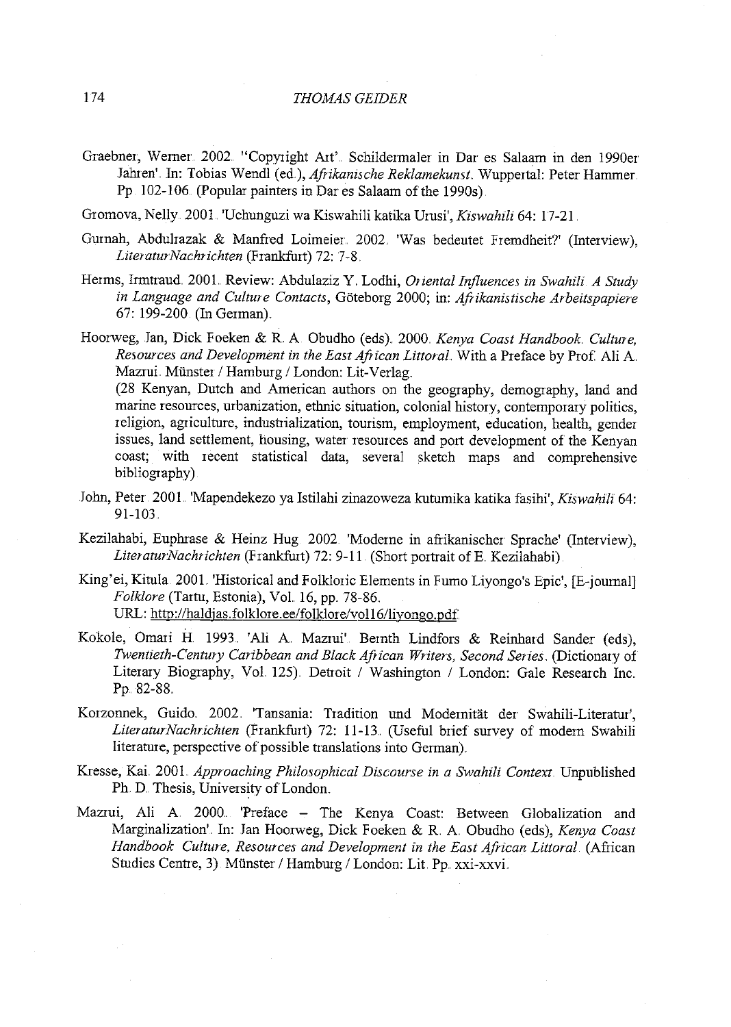Graebner, Werner. 2002. "'Copyright Art'. Schildermaler in Dar es Salaam in den 1990er Jahren'. In: Tobias Wendl (ed.), *Afrikanische Reklamekunst*. Wuppertal: Peter Hammer. Pp. 102-106. (Popular painters in Dar es Salaam of the 1990s).

Gromova, Nelly. 2001. 'Uchunguzi wa Kiswahili katika Urusi', *Kiswahili* 64: 17-21.

Gurnah, Abdulrazak & Manfred Loimeier. 2002. 'Was bedeutet Fremdheit?' (Interview), *LiteraturNachrichten* (Frankfurt) 72: 7-8.

Herms, Irmtraud. 2001. Review: Abdulaziz Y. Lodhi, *Oriental Influences in Swahili. A Study in Language and Culture Contacts*, Göteborg 2000; in: *Afrikanistische Arbeitspapiere* 67: 199-200. (In German).

Hoorweg, Jan, Dick Foeken & R. A. Obudho (eds). 2000. *Kenya Coast Handbook. Culture, Resources and Development in the East African Littoral*. With a Preface by Prof. Ali A. Mazrui. Münster / Hamburg / London: Lit-Verlag.
(28 Kenyan, Dutch and American authors on the geography, demography, land and marine resources, urbanization, ethnic situation, colonial history, contemporary politics, religion, agriculture, industrialization, tourism, employment, education, health, gender issues, land settlement, housing, water resources and port development of the Kenyan coast; with recent statistical data, several sketch maps and comprehensive bibliography).

John, Peter. 2001. 'Mapendekezo ya Istilahi zinazoweza kutumika katika fasihi', *Kiswahili* 64: 91-103.

Kezilahabi, Euphrase & Heinz Hug. 2002. 'Moderne in afrikanischer Sprache' (Interview), *LiteraturNachrichten* (Frankfurt) 72: 9-11. (Short portrait of E. Kezilahabi).

King'ei, Kitula. 2001. 'Historical and Folkloric Elements in Fumo Liyongo's Epic', [E-journal] *Folklore* (Tartu, Estonia), Vol. 16, pp. 78-86.
URL: http://haldjas.folklore.ee/folklore/vol16/liyongo.pdf.

Kokole, Omari H. 1993. 'Ali A. Mazrui'. Bernth Lindfors & Reinhard Sander (eds), *Twentieth-Century Caribbean and Black African Writers, Second Series*. (Dictionary of Literary Biography, Vol. 125). Detroit / Washington / London: Gale Research Inc. Pp. 82-88.

Korzonnek, Guido. 2002. 'Tansania: Tradition und Modernität der Swahili-Literatur', *LiteraturNachrichten* (Frankfurt) 72: 11-13. (Useful brief survey of modern Swahili literature, perspective of possible translations into German).

Kresse, Kai. 2001. *Approaching Philosophical Discourse in a Swahili Context*. Unpublished Ph. D. Thesis, University of London.

Mazrui, Ali A. 2000. 'Preface – The Kenya Coast: Between Globalization and Marginalization'. In: Jan Hoorweg, Dick Foeken & R. A. Obudho (eds), *Kenya Coast Handbook. Culture, Resources and Development in the East African Littoral*. (African Studies Centre, 3). Münster / Hamburg / London: Lit. Pp. xxi-xxvi.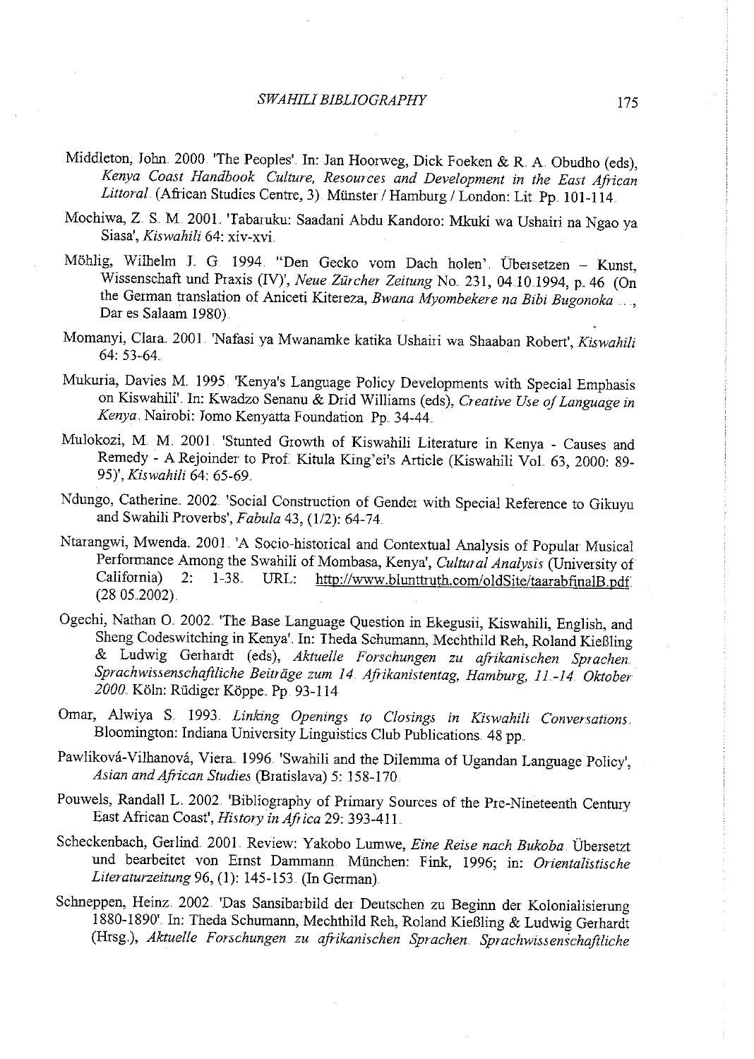Middleton, John. 2000. 'The Peoples'. In: Jan Hoorweg, Dick Foeken & R. A. Obudho (eds), *Kenya Coast Handbook. Culture, Resources and Development in the East African Littoral.* (African Studies Centre, 3). Münster / Hamburg / London: Lit. Pp. 101-114.

Mochiwa, Z. S. M. 2001. 'Tabaruku: Saadani Abdu Kandoro: Mkuki wa Ushairi na Ngao ya Siasa', *Kiswahili* 64: xiv-xvi.

Möhlig, Wilhelm J. G. 1994. "Den Gecko vom Dach holen'. Übersetzen – Kunst, Wissenschaft und Praxis (IV)', *Neue Zürcher Zeitung* No. 231, 04.10.1994, p. 46. (On the German translation of Aniceti Kitereza, *Bwana Myombekere na Bibi Bugonoka ...*, Dar es Salaam 1980).

Momanyi, Clara. 2001. 'Nafasi ya Mwanamke katika Ushairi wa Shaaban Robert', *Kiswahili* 64: 53-64.

Mukuria, Davies M. 1995. 'Kenya's Language Policy Developments with Special Emphasis on Kiswahili'. In: Kwadzo Senanu & Drid Williams (eds), *Creative Use of Language in Kenya*. Nairobi: Jomo Kenyatta Foundation. Pp. 34-44.

Mulokozi, M. M. 2001. 'Stunted Growth of Kiswahili Literature in Kenya - Causes and Remedy - A Rejoinder to Prof. Kitula King'ei's Article (Kiswahili Vol. 63, 2000: 89-95)', *Kiswahili* 64: 65-69.

Ndungo, Catherine. 2002. 'Social Construction of Gender with Special Reference to Gikuyu and Swahili Proverbs', *Fabula* 43, (1/2): 64-74.

Ntarangwi, Mwenda. 2001. 'A Socio-historical and Contextual Analysis of Popular Musical Performance Among the Swahili of Mombasa, Kenya', *Cultural Analysis* (University of California) 2: 1-38. URL: http://www.blunttruth.com/oldSite/taarabfinalB.pdf (28.05.2002).

Ogechi, Nathan O. 2002. 'The Base Language Question in Ekegusii, Kiswahili, English, and Sheng Codeswitching in Kenya'. In: Theda Schumann, Mechthild Reh, Roland Kießling & Ludwig Gerhardt (eds), *Aktuelle Forschungen zu afrikanischen Sprachen. Sprachwissenschaftliche Beiträge zum 14. Afrikanistentag, Hamburg, 11.-14. Oktober 2000.* Köln: Rüdiger Köppe. Pp. 93-114.

Omar, Alwiya S. 1993. *Linking Openings to Closings in Kiswahili Conversations.* Bloomington: Indiana University Linguistics Club Publications. 48 pp.

Pawliková-Vilhanová, Viera. 1996. 'Swahili and the Dilemma of Ugandan Language Policy', *Asian and African Studies* (Bratislava) 5: 158-170.

Pouwels, Randall L. 2002. 'Bibliography of Primary Sources of the Pre-Nineteenth Century East African Coast', *History in Africa* 29: 393-411.

Scheckenbach, Gerlind. 2001. Review: Yakobo Lumwe, *Eine Reise nach Bukoba*. Übersetzt und bearbeitet von Ernst Dammann. München: Fink, 1996; in: *Orientalistische Literaturzeitung* 96, (1): 145-153. (In German).

Schneppen, Heinz. 2002. 'Das Sansibarbild der Deutschen zu Beginn der Kolonialisierung 1880-1890'. In: Theda Schumann, Mechthild Reh, Roland Kießling & Ludwig Gerhardt (Hrsg.), *Aktuelle Forschungen zu afrikanischen Sprachen. Sprachwissenschaftliche*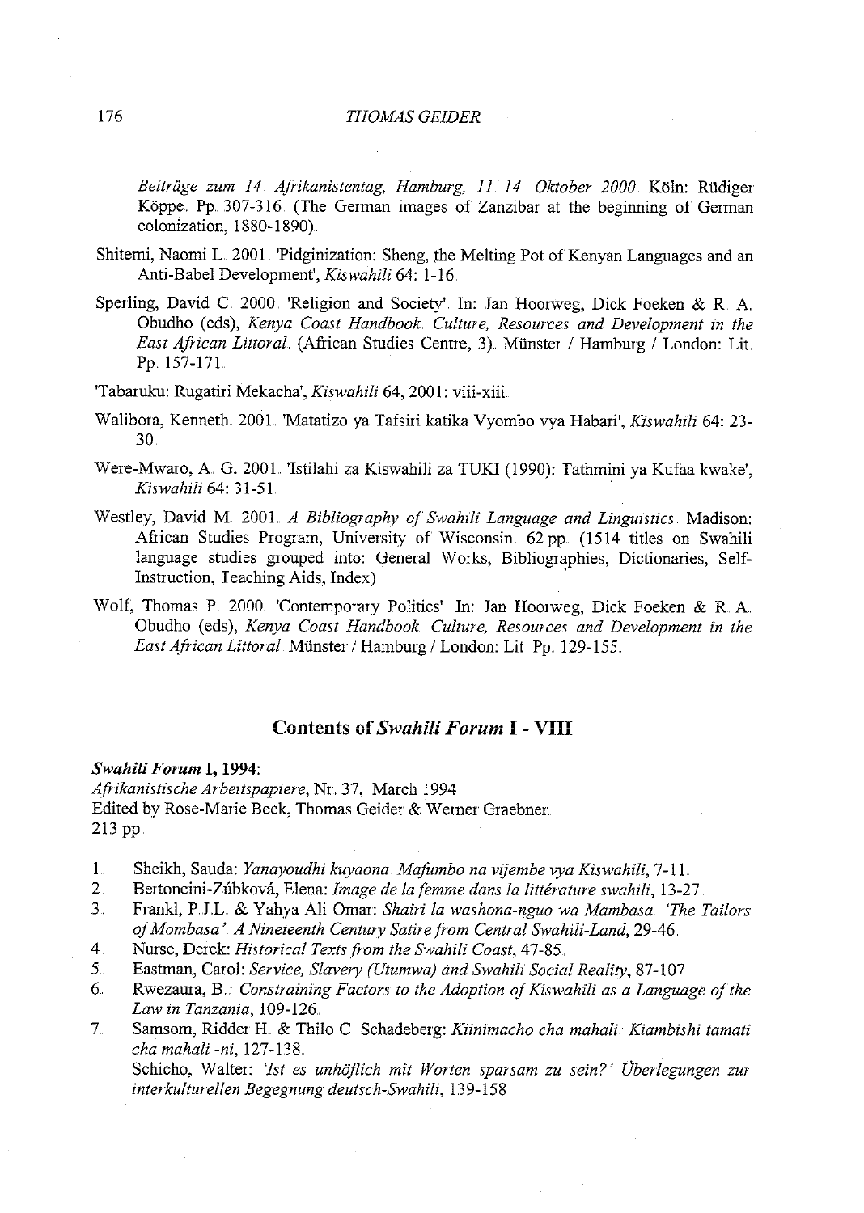*Beiträge zum 14. Afrikanistentag, Hamburg, 11.-14. Oktober 2000*. Köln: Rüdiger Köppe. Pp. 307-316. (The German images of Zanzibar at the beginning of German colonization, 1880-1890).

Shitemi, Naomi L. 2001. 'Pidginization: Sheng, the Melting Pot of Kenyan Languages and an Anti-Babel Development', *Kiswahili* 64: 1-16.

Sperling, David C. 2000. 'Religion and Society'. In: Jan Hoorweg, Dick Foeken & R. A. Obudho (eds), *Kenya Coast Handbook. Culture, Resources and Development in the East African Littoral*. (African Studies Centre, 3). Münster / Hamburg / London: Lit. Pp. 157-171.

'Tabaruku: Rugatiri Mekacha', *Kiswahili* 64, 2001: viii-xiii.

Walibora, Kenneth. 2001. 'Matatizo ya Tafsiri katika Vyombo vya Habari', *Kiswahili* 64: 23-30.

Were-Mwaro, A. G. 2001. 'Istilahi za Kiswahili za TUKI (1990): Tathmini ya Kufaa kwake', *Kiswahili* 64: 31-51.

Westley, David M. 2001. *A Bibliography of Swahili Language and Linguistics*. Madison: African Studies Program, University of Wisconsin. 62 pp. (1514 titles on Swahili language studies grouped into: General Works, Bibliographies, Dictionaries, Self-Instruction, Teaching Aids, Index).

Wolf, Thomas P. 2000. 'Contemporary Politics'. In: Jan Hoorweg, Dick Foeken & R. A. Obudho (eds), *Kenya Coast Handbook. Culture, Resources and Development in the East African Littoral*. Münster / Hamburg / London: Lit. Pp. 129-155.

## Contents of *Swahili Forum* I - VIII

***Swahili Forum* I, 1994:**
*Afrikanistische Arbeitspapiere*, Nr. 37, March 1994
Edited by Rose-Marie Beck, Thomas Geider & Werner Graebner.
213 pp.

1. Sheikh, Sauda: *Yanayoudhi kuyaona Mafumbo na vijembe vya Kiswahili*, 7-11.
2. Bertoncini-Zúbková, Elena: *Image de la femme dans la littérature swahili*, 13-27.
3. Frankl, P.J.L. & Yahya Ali Omar: *Shairi la washona-nguo wa Mambasa. 'The Tailors of Mombasa'. A Nineteenth Century Satire from Central Swahili-Land*, 29-46.
4. Nurse, Derek: *Historical Texts from the Swahili Coast*, 47-85.
5. Eastman, Carol: *Service, Slavery (Utumwa) and Swahili Social Reality*, 87-107.
6. Rwezaura, B.: *Constraining Factors to the Adoption of Kiswahili as a Language of the Law in Tanzania*, 109-126.
7. Samsom, Ridder H. & Thilo C. Schadeberg: *Kiinimacho cha mahali: Kiambishi tamati cha mahali -ni*, 127-138.
   Schicho, Walter: *'Ist es unhöflich mit Worten sparsam zu sein?' Überlegungen zur interkulturellen Begegnung deutsch-Swahili*, 139-158.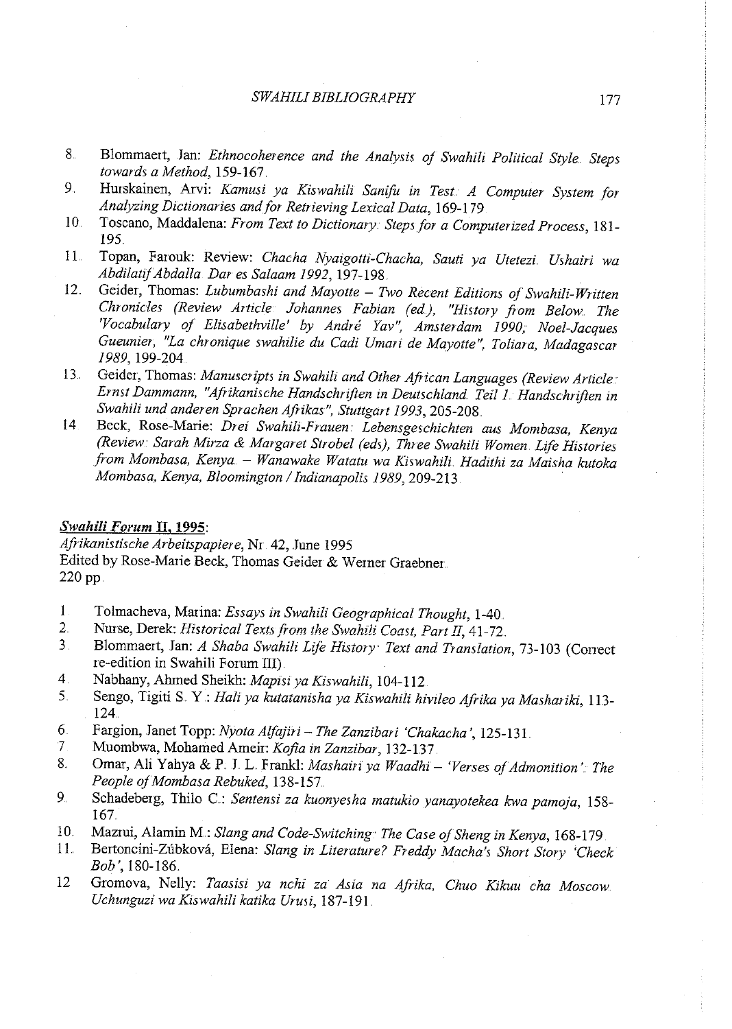8. Blommaert, Jan: *Ethnocoherence and the Analysis of Swahili Political Style. Steps towards a Method*, 159-167.
9. Hurskainen, Arvi: *Kamusi ya Kiswahili Sanifu in Test: A Computer System for Analyzing Dictionaries and for Retrieving Lexical Data*, 169-179.
10. Toscano, Maddalena: *From Text to Dictionary: Steps for a Computerized Process*, 181-195.
11. Topan, Farouk: Review: *Chacha Nyaigotti-Chacha, Sauti ya Utetezi. Ushairi wa Abdilatif Abdalla. Dar es Salaam 1992*, 197-198.
12. Geider, Thomas: *Lubumbashi and Mayotte – Two Recent Editions of Swahili-Written Chronicles (Review Article: Johannes Fabian (ed.), "History from Below. The 'Vocabulary of Elisabethville' by André Yav", Amsterdam 1990; Noel-Jacques Gueunier, "La chronique swahilie du Cadi Umari de Mayotte", Toliara, Madagascar 1989*, 199-204.
13. Geider, Thomas: *Manuscripts in Swahili and Other African Languages (Review Article: Ernst Dammann, "Afrikanische Handschriften in Deutschland. Teil 1: Handschriften in Swahili und anderen Sprachen Afrikas", Stuttgart 1993*, 205-208.
14. Beck, Rose-Marie: *Drei Swahili-Frauen: Lebensgeschichten aus Mombasa, Kenya (Review: Sarah Mirza & Margaret Strobel (eds), Three Swahili Women. Life Histories from Mombasa, Kenya. – Wanawake Watatu wa Kiswahili. Hadithi za Maisha kutoka Mombasa, Kenya, Bloomington / Indianapolis 1989*, 209-213.

## ***Swahili Forum* II, 1995**:

*Afrikanistische Arbeitspapiere*, Nr. 42, June 1995
Edited by Rose-Marie Beck, Thomas Geider & Werner Graebner.
220 pp.

1. Tolmacheva, Marina: *Essays in Swahili Geographical Thought*, 1-40.
2. Nurse, Derek: *Historical Texts from the Swahili Coast, Part II*, 41-72.
3. Blommaert, Jan: *A Shaba Swahili Life History: Text and Translation*, 73-103 (Correct re-edition in Swahili Forum III).
4. Nabhany, Ahmed Sheikh: *Mapisi ya Kiswahili*, 104-112.
5. Sengo, Tigiti S. Y.: *Hali ya kutatanisha ya Kiswahili hivileo Afrika ya Mashariki*, 113-124.
6. Fargion, Janet Topp: *Nyota Alfajiri – The Zanzibari 'Chakacha'*, 125-131.
7. Muombwa, Mohamed Ameir: *Kofia in Zanzibar*, 132-137.
8. Omar, Ali Yahya & P. J. L. Frankl: *Mashairi ya Waadhi – 'Verses of Admonition': The People of Mombasa Rebuked*, 138-157.
9. Schadeberg, Thilo C.: *Sentensi za kuonyesha matukio yanayotekea kwa pamoja*, 158-167.
10. Mazrui, Alamin M.: *Slang and Code-Switching: The Case of Sheng in Kenya*, 168-179.
11. Bertoncini-Zúbková, Elena: *Slang in Literature? Freddy Macha's Short Story 'Check Bob'*, 180-186.
12. Gromova, Nelly: *Taasisi ya nchi za Asia na Afrika, Chuo Kikuu cha Moscow. Uchunguzi wa Kiswahili katika Urusi*, 187-191.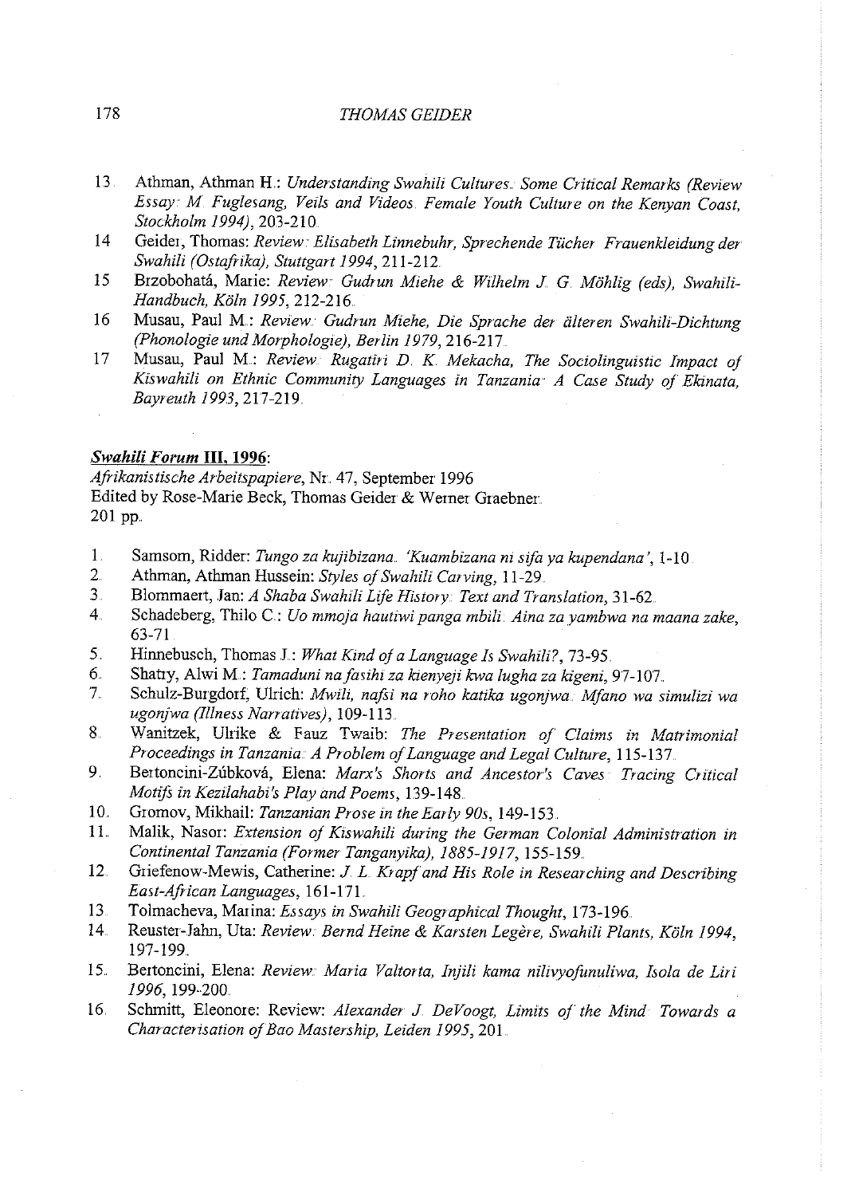13. Athman, Athman H.: *Understanding Swahili Cultures. Some Critical Remarks (Review Essay: M. Fuglesang, Veils and Videos. Female Youth Culture on the Kenyan Coast, Stockholm 1994)*, 203-210.
14. Geider, Thomas: *Review: Elisabeth Linnebuhr, Sprechende Tücher. Frauenkleidung der Swahili (Ostafrika), Stuttgart 1994*, 211-212.
15. Brzobohatá, Marie: *Review: Gudrun Miehe & Wilhelm J. G. Möhlig (eds), Swahili-Handbuch, Köln 1995*, 212-216.
16. Musau, Paul M.: *Review: Gudrun Miehe, Die Sprache der älteren Swahili-Dichtung (Phonologie und Morphologie), Berlin 1979*, 216-217.
17. Musau, Paul M.: *Review: Rugatiri D. K. Mekacha, The Sociolinguistic Impact of Kiswahili on Ethnic Community Languages in Tanzania: A Case Study of Ekinata, Bayreuth 1993*, 217-219.

***Swahili Forum* III, 1996:**

*Afrikanistische Arbeitspapiere*, Nr. 47, September 1996
Edited by Rose-Marie Beck, Thomas Geider & Werner Graebner.
201 pp.

1. Samsom, Ridder: *Tungo za kujibizana. 'Kuambizana ni sifa ya kupendana'*, 1-10.
2. Athman, Athman Hussein: *Styles of Swahili Carving*, 11-29.
3. Blommaert, Jan: *A Shaba Swahili Life History: Text and Translation*, 31-62.
4. Schadeberg, Thilo C.: *Uo mmoja hautiwi panga mbili: Aina za yambwa na maana zake*, 63-71.
5. Hinnebusch, Thomas J.: *What Kind of a Language Is Swahili?*, 73-95.
6. Shatry, Alwi M.: *Tamaduni na fasihi za kienyeji kwa lugha za kigeni*, 97-107.
7. Schulz-Burgdorf, Ulrich: *Mwili, nafsi na roho katika ugonjwa. Mfano wa simulizi wa ugonjwa (Illness Narratives)*, 109-113.
8. Wanitzek, Ulrike & Fauz Twaib: *The Presentation of Claims in Matrimonial Proceedings in Tanzania: A Problem of Language and Legal Culture*, 115-137.
9. Bertoncini-Zúbková, Elena: *Marx's Shorts and Ancestor's Caves: Tracing Critical Motifs in Kezilahabi's Play and Poems*, 139-148.
10. Gromov, Mikhail: *Tanzanian Prose in the Early 90s*, 149-153.
11. Malik, Nasor: *Extension of Kiswahili during the German Colonial Administration in Continental Tanzania (Former Tanganyika), 1885-1917*, 155-159.
12. Griefenow-Mewis, Catherine: *J. L. Krapf and His Role in Researching and Describing East-African Languages*, 161-171.
13. Tolmacheva, Marina: *Essays in Swahili Geographical Thought*, 173-196.
14. Reuster-Jahn, Uta: *Review: Bernd Heine & Karsten Legère, Swahili Plants, Köln 1994*, 197-199.
15. Bertoncini, Elena: *Review: Maria Valtorta, Injili kama nilivyofunuliwa, Isola de Liri 1996*, 199-200.
16. Schmitt, Eleonore: Review: *Alexander J. DeVoogt, Limits of the Mind: Towards a Characterisation of Bao Mastership, Leiden 1995*, 201.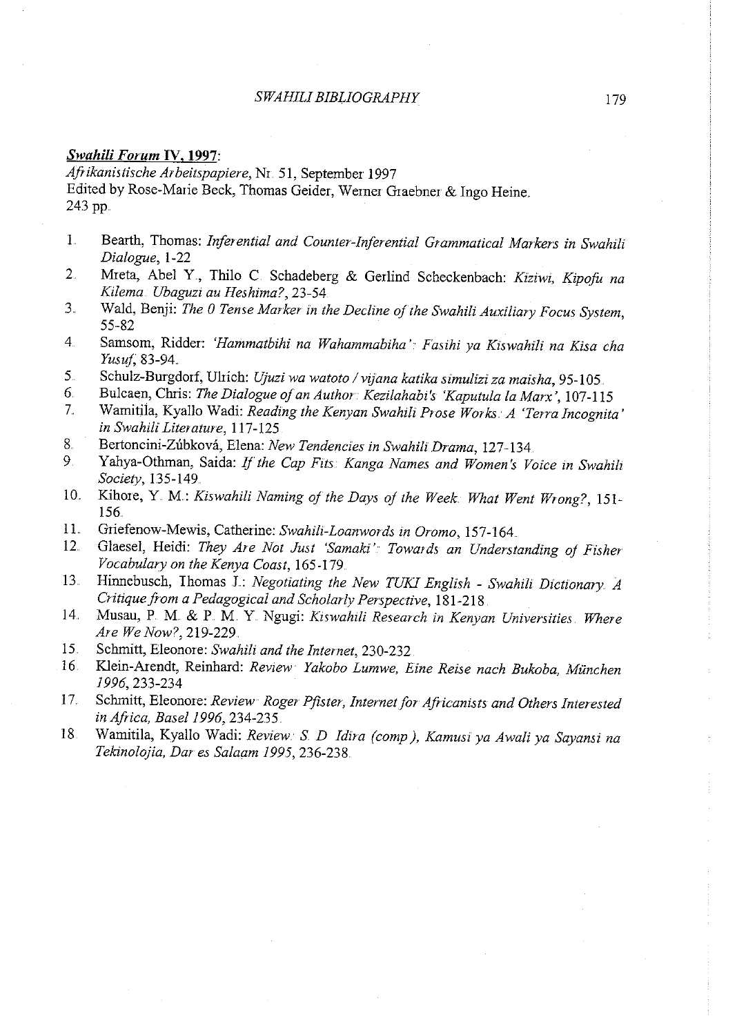***Swahili Forum* IV, 1997**:

*Afrikanistische Arbeitspapiere*, Nr. 51, September 1997
Edited by Rose-Marie Beck, Thomas Geider, Werner Graebner & Ingo Heine.
243 pp.

1. Bearth, Thomas: *Inferential and Counter-Inferential Grammatical Markers in Swahili Dialogue*, 1-22
2. Mreta, Abel Y., Thilo C. Schadeberg & Gerlind Scheckenbach: *Kiziwi, Kipofu na Kilema. Ubaguzi au Heshima?*, 23-54
3. Wald, Benji: *The 0 Tense Marker in the Decline of the Swahili Auxiliary Focus System*, 55-82
4. Samsom, Ridder: *'Hammatbihi na Wahammabiha': Fasihi ya Kiswahili na Kisa cha Yusuf*, 83-94.
5. Schulz-Burgdorf, Ulrich: *Ujuzi wa watoto / vijana katika simulizi za maisha*, 95-105.
6. Bulcaen, Chris: *The Dialogue of an Author: Kezilahabi's 'Kaputula la Marx'*, 107-115
7. Wamitila, Kyallo Wadi: *Reading the Kenyan Swahili Prose Works: A 'Terra Incognita' in Swahili Literature*, 117-125
8. Bertoncini-Zúbková, Elena: *New Tendencies in Swahili Drama*, 127-134.
9. Yahya-Othman, Saida: *If the Cap Fits: Kanga Names and Women's Voice in Swahili Society*, 135-149.
10. Kihore, Y. M.: *Kiswahili Naming of the Days of the Week. What Went Wrong?*, 151-156.
11. Griefenow-Mewis, Catherine: *Swahili-Loanwords in Oromo*, 157-164.
12. Glaesel, Heidi: *They Are Not Just 'Samaki': Towards an Understanding of Fisher Vocabulary on the Kenya Coast*, 165-179.
13. Hinnebusch, Thomas J.: *Negotiating the New TUKI English - Swahili Dictionary. A Critique from a Pedagogical and Scholarly Perspective*, 181-218.
14. Musau, P. M. & P. M. Y. Ngugi: *Kiswahili Research in Kenyan Universities. Where Are We Now?*, 219-229.
15. Schmitt, Eleonore: *Swahili and the Internet*, 230-232.
16. Klein-Arendt, Reinhard: *Review: Yakobo Lumwe, Eine Reise nach Bukoba, München 1996*, 233-234.
17. Schmitt, Eleonore: *Review: Roger Pfister, Internet for Africanists and Others Interested in Africa, Basel 1996*, 234-235.
18. Wamitila, Kyallo Wadi: *Review: S. D. Idira (comp.), Kamusi ya Awali ya Sayansi na Teknolojia, Dar es Salaam 1995*, 236-238.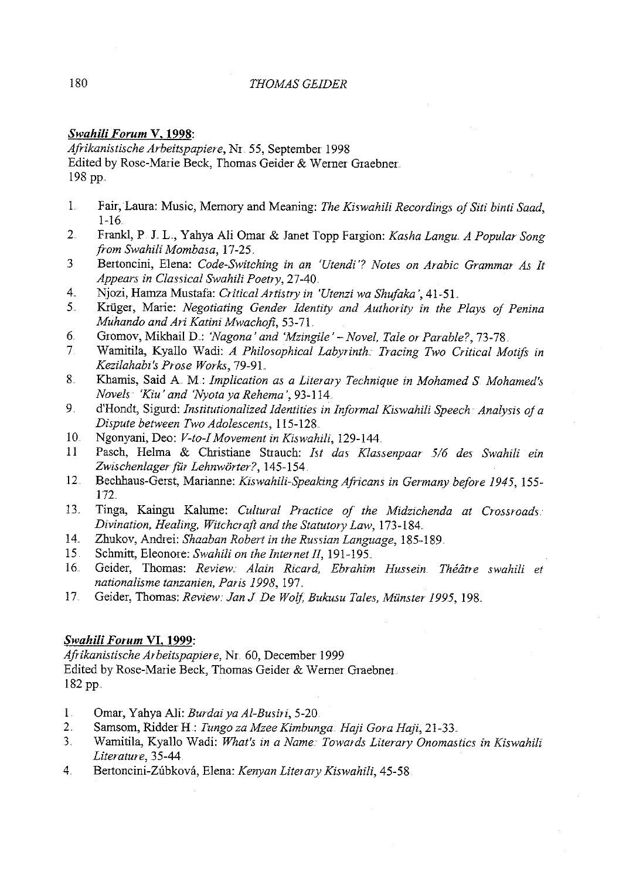### ***Swahili Forum* V, 1998:**

*Afrikanistische Arbeitspapiere*, Nr. 55, September 1998
Edited by Rose-Marie Beck, Thomas Geider & Werner Graebner.
198 pp.

1. Fair, Laura: Music, Memory and Meaning: *The Kiswahili Recordings of Siti binti Saad*, 1-16.
2. Frankl, P. J. L., Yahya Ali Omar & Janet Topp Fargion: *Kasha Langu. A Popular Song from Swahili Mombasa*, 17-25.
3. Bertoncini, Elena: *Code-Switching in an 'Utendi'? Notes on Arabic Grammar As It Appears in Classical Swahili Poetry*, 27-40.
4. Njozi, Hamza Mustafa: *Critical Artistry in 'Utenzi wa Shufaka'*, 41-51.
5. Krüger, Marie: *Negotiating Gender Identity and Authority in the Plays of Penina Muhando and Ari Katini Mwachofi*, 53-71.
6. Gromov, Mikhail D.: *'Nagona' and 'Mzingile' – Novel, Tale or Parable?*, 73-78.
7. Wamitila, Kyallo Wadi: *A Philosophical Labyrinth: Tracing Two Critical Motifs in Kezilahabi's Prose Works*, 79-91.
8. Khamis, Said A. M.: *Implication as a Literary Technique in Mohamed S. Mohamed's Novels: 'Kiu' and 'Nyota ya Rehema'*, 93-114.
9. d'Hondt, Sigurd: *Institutionalized Identities in Informal Kiswahili Speech: Analysis of a Dispute between Two Adolescents*, 115-128.
10. Ngonyani, Deo: *V-to-I Movement in Kiswahili*, 129-144.
11. Pasch, Helma & Christiane Strauch: *Ist das Klassenpaar 5/6 des Swahili ein Zwischenlager für Lehnwörter?*, 145-154.
12. Bechhaus-Gerst, Marianne: *Kiswahili-Speaking Africans in Germany before 1945*, 155-172.
13. Tinga, Kaingu Kalume: *Cultural Practice of the Midzichenda at Crossroads: Divination, Healing, Witchcraft and the Statutory Law*, 173-184.
14. Zhukov, Andrei: *Shaaban Robert in the Russian Language*, 185-189.
15. Schmitt, Eleonore: *Swahili on the Internet II*, 191-195.
16. Geider, Thomas: *Review: Alain Ricard, Ebrahim Hussein. Théâtre swahili et nationalisme tanzanien, Paris 1998*, 197.
17. Geider, Thomas: *Review: Jan J. De Wolf, Bukusu Tales, Münster 1995*, 198.

### ***Swahili Forum* VI, 1999:**

*Afrikanistische Arbeitspapiere*, Nr. 60, December 1999
Edited by Rose-Marie Beck, Thomas Geider & Werner Graebner.
182 pp.

1. Omar, Yahya Ali: *Burdai ya Al-Busiri*, 5-20.
2. Samsom, Ridder H.: *Tungo za Mzee Kimbunga. Haji Gora Haji*, 21-33.
3. Wamitila, Kyallo Wadi: *What's in a Name: Towards Literary Onomastics in Kiswahili Literature*, 35-44.
4. Bertoncini-Zúbková, Elena: *Kenyan Literary Kiswahili*, 45-58.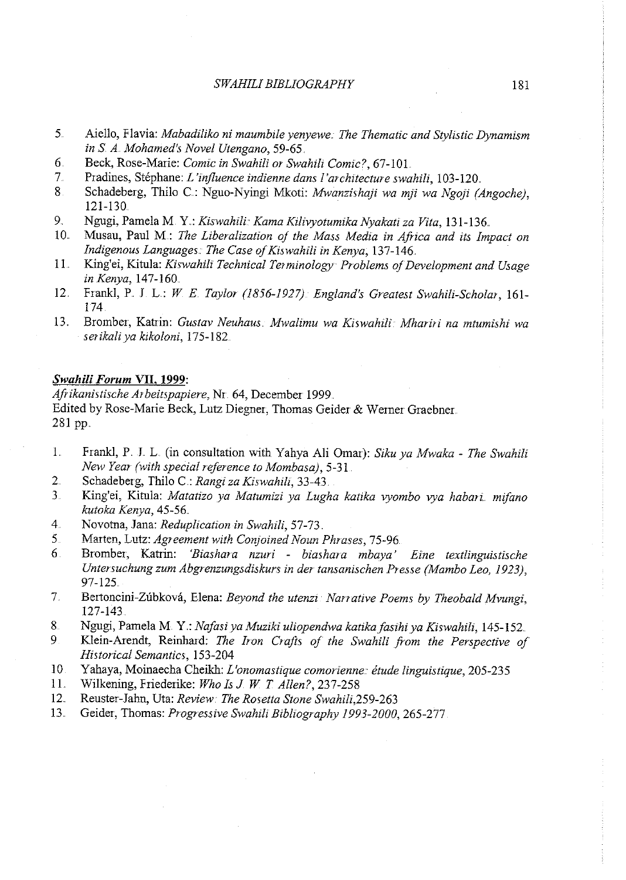5. Aiello, Flavia: *Mabadiliko ni maumbile yenyewe: The Thematic and Stylistic Dynamism in S. A. Mohamed's Novel Utengano*, 59-65.
6. Beck, Rose-Marie: *Comic in Swahili or Swahili Comic?*, 67-101.
7. Pradines, Stéphane: *L'influence indienne dans l'architecture swahili*, 103-120.
8. Schadeberg, Thilo C.: Nguo-Nyingi Mkoti: *Mwanzishaji wa mji wa Ngoji (Angoche)*, 121-130.
9. Ngugi, Pamela M. Y.: *Kiswahili: Kama Kilivyotumika Nyakati za Vita*, 131-136.
10. Musau, Paul M.: *The Liberalization of the Mass Media in Africa and its Impact on Indigenous Languages: The Case of Kiswahili in Kenya*, 137-146.
11. King'ei, Kitula: *Kiswahili Technical Terminology: Problems of Development and Usage in Kenya*, 147-160.
12. Frankl, P. J. L.: *W. E. Taylor (1856-1927): England's Greatest Swahili-Scholar*, 161-174.
13. Bromber, Katrin: *Gustav Neuhaus. Mwalimu wa Kiswahili: Mhariri na mtumishi wa serikali ya kikoloni*, 175-182.

**_Swahili Forum_ VII, 1999:**

*Afrikanistische Arbeitspapiere*, Nr. 64, December 1999.
Edited by Rose-Marie Beck, Lutz Diegner, Thomas Geider & Werner Graebner.
281 pp.

1. Frankl, P. J. L. (in consultation with Yahya Ali Omar): *Siku ya Mwaka - The Swahili New Year (with special reference to Mombasa)*, 5-31.
2. Schadeberg, Thilo C.: *Rangi za Kiswahili*, 33-43.
3. King'ei, Kitula: *Matatizo ya Matumizi ya Lugha katika vyombo vya habari: mifano kutoka Kenya*, 45-56.
4. Novotna, Jana: *Reduplication in Swahili*, 57-73.
5. Marten, Lutz: *Agreement with Conjoined Noun Phrases*, 75-96.
6. Bromber, Katrin: *'Biashara nzuri - biashara mbaya' Eine textlinguistische Untersuchung zum Abgrenzungsdiskurs in der tansanischen Presse (Mambo Leo, 1923)*, 97-125.
7. Bertoncini-Zúbková, Elena: *Beyond the utenzi: Narrative Poems by Theobald Mvungi*, 127-143.
8. Ngugi, Pamela M. Y.: *Nafasi ya Muziki uliopendwa katika fasihi ya Kiswahili*, 145-152.
9. Klein-Arendt, Reinhard: *The Iron Crafts of the Swahili from the Perspective of Historical Semantics*, 153-204
10. Yahaya, Moinaecha Cheikh: *L'onomastique comorienne: étude linguistique*, 205-235
11. Wilkening, Friederike: *Who Is J. W. T. Allen?*, 237-258
12. Reuster-Jahn, Uta: *Review: The Rosetta Stone Swahili*, 259-263
13. Geider, Thomas: *Progressive Swahili Bibliography 1993-2000*, 265-277.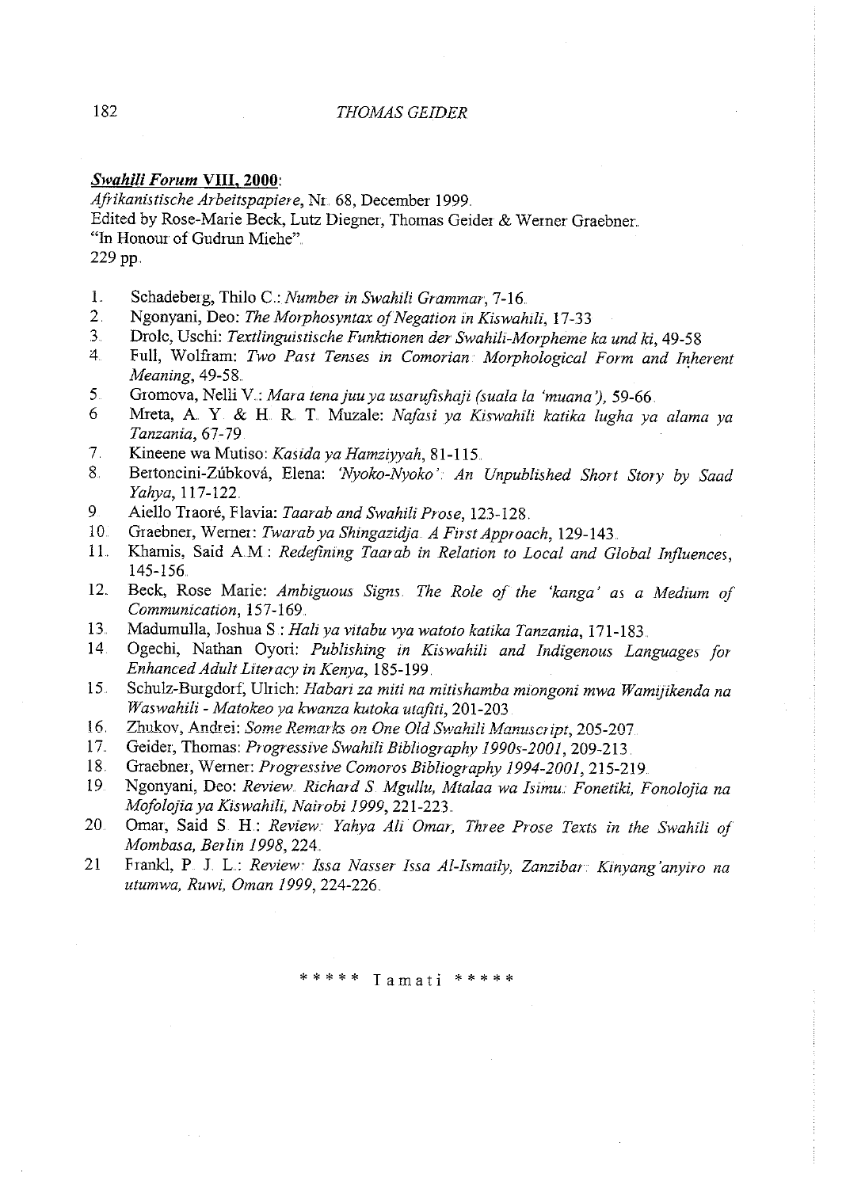***Swahili Forum* VIII, 2000**:

*Afrikanistische Arbeitspapiere*, Nr. 68, December 1999.
Edited by Rose-Marie Beck, Lutz Diegner, Thomas Geider & Werner Graebner.
"In Honour of Gudrun Miehe".
229 pp.

1. Schadeberg, Thilo C.: *Number in Swahili Grammar*, 7-16.
2. Ngonyani, Deo: *The Morphosyntax of Negation in Kiswahili*, 17-33
3. Drolc, Uschi: *Textlinguistische Funktionen der Swahili-Morpheme ka und ki*, 49-58
4. Full, Wolfram: *Two Past Tenses in Comorian: Morphological Form and Inherent Meaning*, 49-58.
5. Gromova, Nelli V.: *Mara tena juu ya usarufishaji (suala la 'muana')*, 59-66.
6. Mreta, A. Y. & H. R. T. Muzale: *Nafasi ya Kiswahili katika lugha ya alama ya Tanzania*, 67-79
7. Kineene wa Mutiso: *Kasida ya Hamziyyah*, 81-115.
8. Bertoncini-Zúbková, Elena: *'Nyoko-Nyoko': An Unpublished Short Story by Saad Yahya*, 117-122.
9. Aiello Traoré, Flavia: *Taarab and Swahili Prose*, 123-128.
10. Graebner, Werner: *Twarab ya Shingazidja. A First Approach*, 129-143.
11. Khamis, Said A.M.: *Redefining Taarab in Relation to Local and Global Influences*, 145-156.
12. Beck, Rose Marie: *Ambiguous Signs. The Role of the 'kanga' as a Medium of Communication*, 157-169.
13. Madumulla, Joshua S.: *Hali ya vitabu vya watoto katika Tanzania*, 171-183.
14. Ogechi, Nathan Oyori: *Publishing in Kiswahili and Indigenous Languages for Enhanced Adult Literacy in Kenya*, 185-199.
15. Schulz-Burgdorf, Ulrich: *Habari za miti na mitishamba miongoni mwa Wamijikenda na Waswahili - Matokeo ya kwanza kutoka utafiti*, 201-203.
16. Zhukov, Andrei: *Some Remarks on One Old Swahili Manuscript*, 205-207.
17. Geider, Thomas: *Progressive Swahili Bibliography 1990s-2001*, 209-213.
18. Graebner, Werner: *Progressive Comoros Bibliography 1994-2001*, 215-219.
19. Ngonyani, Deo: *Review. Richard S. Mgullu, Mtalaa wa Isimu: Fonetiki, Fonolojia na Mofolojia ya Kiswahili, Nairobi 1999*, 221-223.
20. Omar, Said S. H.: *Review: Yahya Ali Omar, Three Prose Texts in the Swahili of Mombasa, Berlin 1998*, 224.
21. Frankl, P. J. L.: *Review: Issa Nasser Issa Al-Ismaily, Zanzibar: Kinyang'anyiro na utumwa, Ruwi, Oman 1999*, 224-226.

\*\*\*\*\* Tamati \*\*\*\*\*